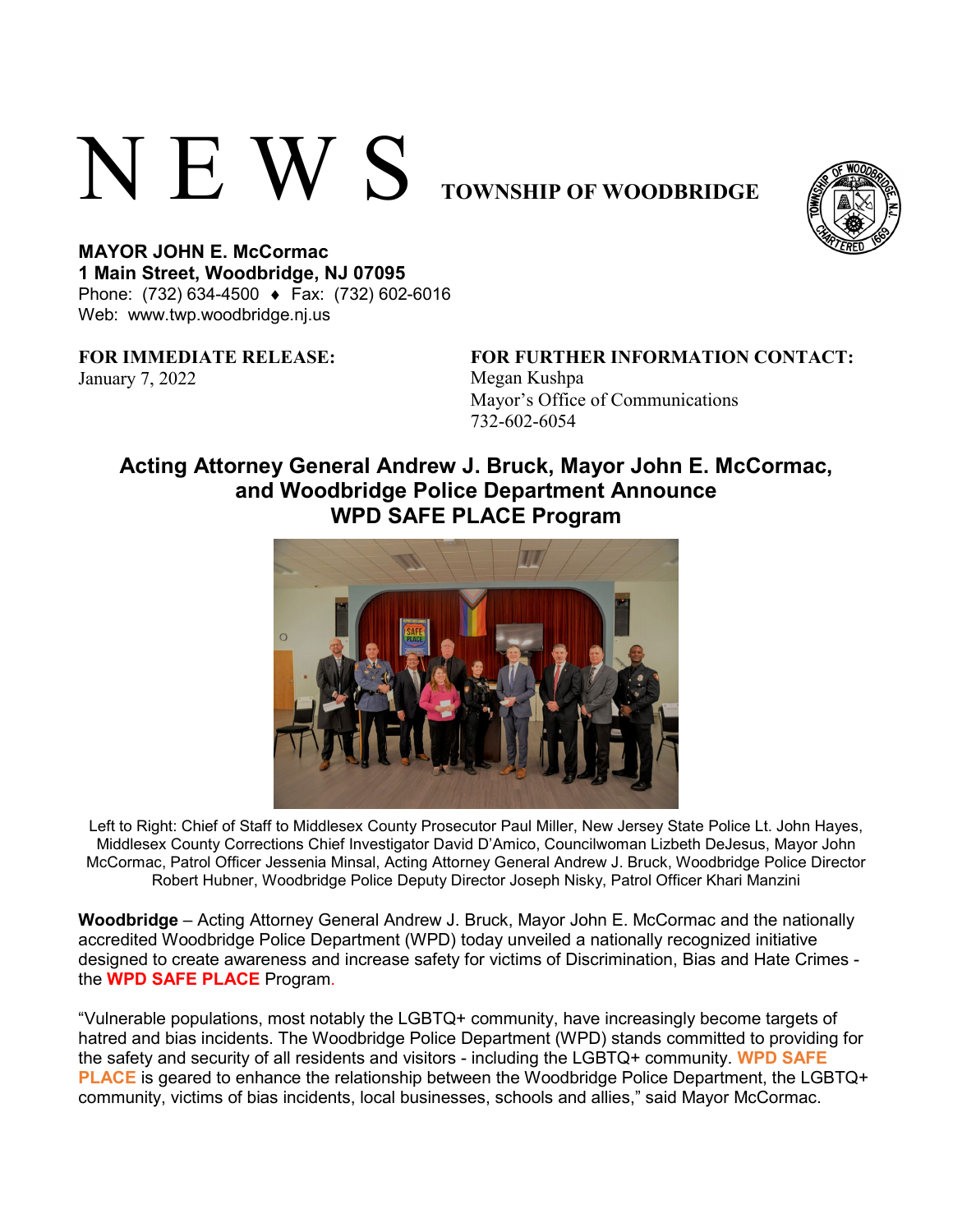# N E W S TOWNSHIP OF WOODBRIDGE

**MAYOR JOHN E. McCormac**
**1 Main Street, Woodbridge, NJ 07095**
Phone: (732) 634-4500 ♦ Fax: (732) 602-6016
Web: www.twp.woodbridge.nj.us

**FOR IMMEDIATE RELEASE:**
January 7, 2022

**FOR FURTHER INFORMATION CONTACT:**
Megan Kushpa
Mayor's Office of Communications
732-602-6054

## Acting Attorney General Andrew J. Bruck, Mayor John E. McCormac, and Woodbridge Police Department Announce WPD SAFE PLACE Program

Left to Right: Chief of Staff to Middlesex County Prosecutor Paul Miller, New Jersey State Police Lt. John Hayes, Middlesex County Corrections Chief Investigator David D'Amico, Councilwoman Lizbeth DeJesus, Mayor John McCormac, Patrol Officer Jessenia Minsal, Acting Attorney General Andrew J. Bruck, Woodbridge Police Director Robert Hubner, Woodbridge Police Deputy Director Joseph Nisky, Patrol Officer Khari Manzini

**Woodbridge** – Acting Attorney General Andrew J. Bruck, Mayor John E. McCormac and the nationally accredited Woodbridge Police Department (WPD) today unveiled a nationally recognized initiative designed to create awareness and increase safety for victims of Discrimination, Bias and Hate Crimes - the **WPD SAFE PLACE** Program.

"Vulnerable populations, most notably the LGBTQ+ community, have increasingly become targets of hatred and bias incidents. The Woodbridge Police Department (WPD) stands committed to providing for the safety and security of all residents and visitors - including the LGBTQ+ community. **WPD SAFE PLACE** is geared to enhance the relationship between the Woodbridge Police Department, the LGBTQ+ community, victims of bias incidents, local businesses, schools and allies," said Mayor McCormac.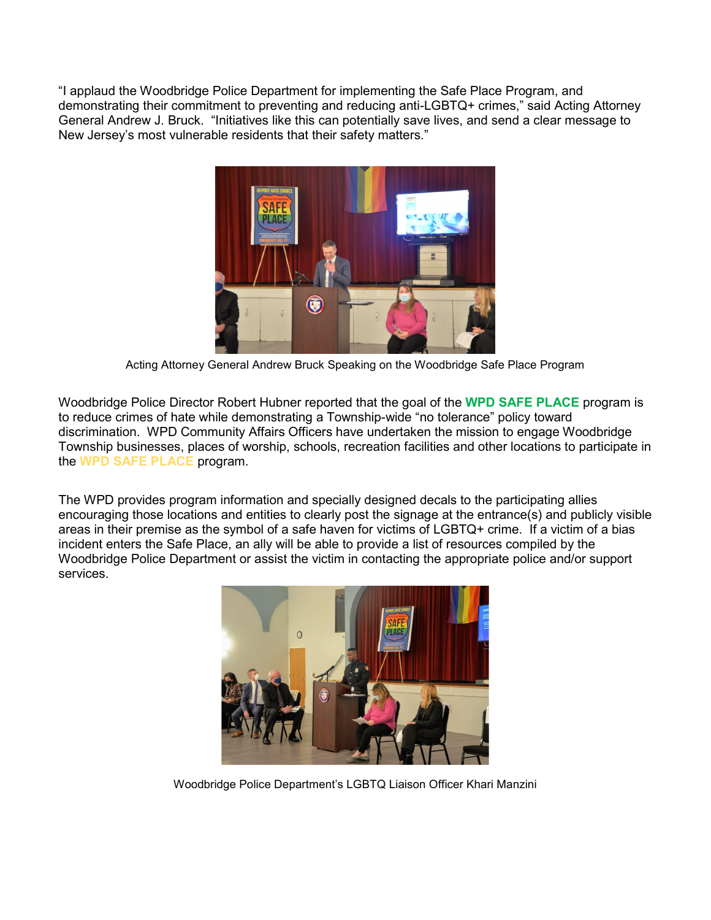"I applaud the Woodbridge Police Department for implementing the Safe Place Program, and demonstrating their commitment to preventing and reducing anti-LGBTQ+ crimes," said Acting Attorney General Andrew J. Bruck. "Initiatives like this can potentially save lives, and send a clear message to New Jersey's most vulnerable residents that their safety matters."

Acting Attorney General Andrew Bruck Speaking on the Woodbridge Safe Place Program

Woodbridge Police Director Robert Hubner reported that the goal of the **WPD SAFE PLACE** program is to reduce crimes of hate while demonstrating a Township-wide "no tolerance" policy toward discrimination. WPD Community Affairs Officers have undertaken the mission to engage Woodbridge Township businesses, places of worship, schools, recreation facilities and other locations to participate in the **WPD SAFE PLACE** program.

The WPD provides program information and specially designed decals to the participating allies encouraging those locations and entities to clearly post the signage at the entrance(s) and publicly visible areas in their premise as the symbol of a safe haven for victims of LGBTQ+ crime. If a victim of a bias incident enters the Safe Place, an ally will be able to provide a list of resources compiled by the Woodbridge Police Department or assist the victim in contacting the appropriate police and/or support services.

Woodbridge Police Department's LGBTQ Liaison Officer Khari Manzini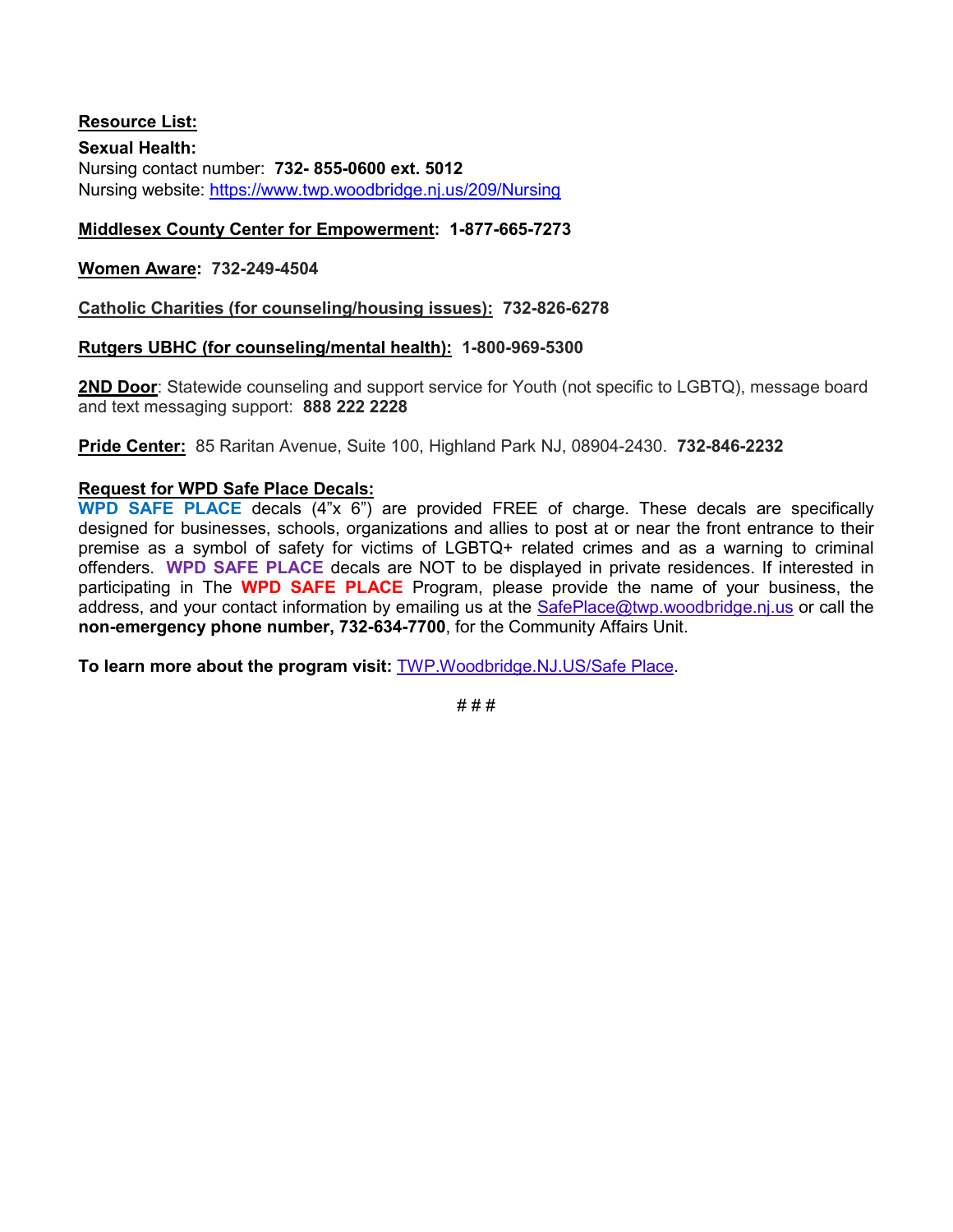**Resource List:**

**Sexual Health:**
Nursing contact number: **732- 855-0600 ext. 5012**
Nursing website: [https://www.twp.woodbridge.nj.us/209/Nursing](https://www.twp.woodbridge.nj.us/209/Nursing)

**Middlesex County Center for Empowerment: 1-877-665-7273**

**Women Aware: 732-249-4504**

**Catholic Charities (for counseling/housing issues): 732-826-6278**

**Rutgers UBHC (for counseling/mental health): 1-800-969-5300**

**2ND Door**: Statewide counseling and support service for Youth (not specific to LGBTQ), message board and text messaging support: **888 222 2228**

**Pride Center:** 85 Raritan Avenue, Suite 100, Highland Park NJ, 08904-2430. **732-846-2232**

**Request for WPD Safe Place Decals:**
**WPD SAFE PLACE** decals (4"x 6") are provided FREE of charge. These decals are specifically designed for businesses, schools, organizations and allies to post at or near the front entrance to their premise as a symbol of safety for victims of LGBTQ+ related crimes and as a warning to criminal offenders. **WPD SAFE PLACE** decals are NOT to be displayed in private residences. If interested in participating in The **WPD SAFE PLACE** Program, please provide the name of your business, the address, and your contact information by emailing us at the [SafePlace@twp.woodbridge.nj.us](mailto:SafePlace@twp.woodbridge.nj.us) or call the **non-emergency phone number, 732-634-7700**, for the Community Affairs Unit.

**To learn more about the program visit:** [TWP.Woodbridge.NJ.US/Safe Place](TWP.Woodbridge.NJ.US/Safe Place).

# # #